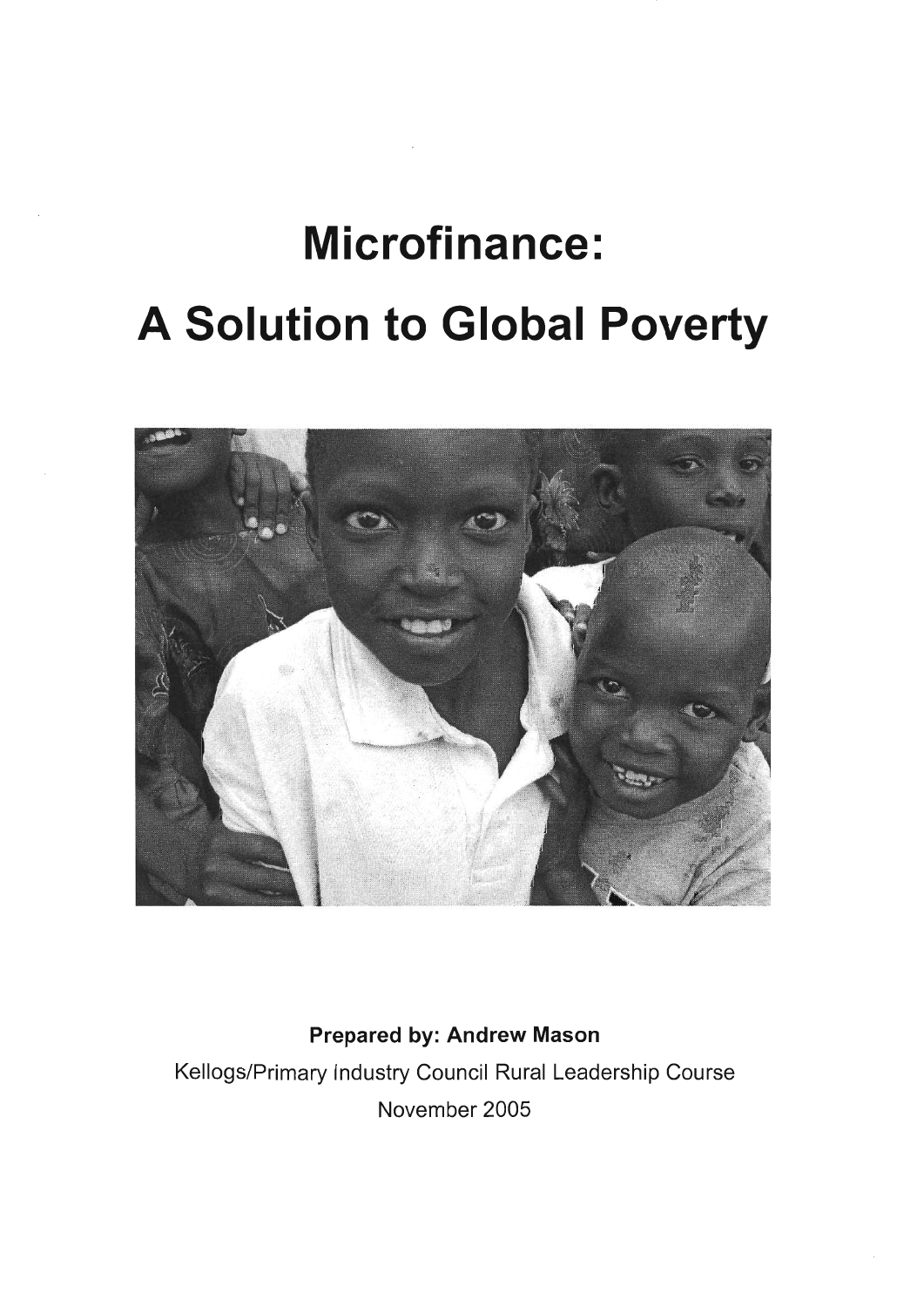# Microfinance:

# A Solution to Global Poverty

**Prepared by: Andrew Mason**

Kellogs/Primary Industry Council Rural Leadership Course

November 2005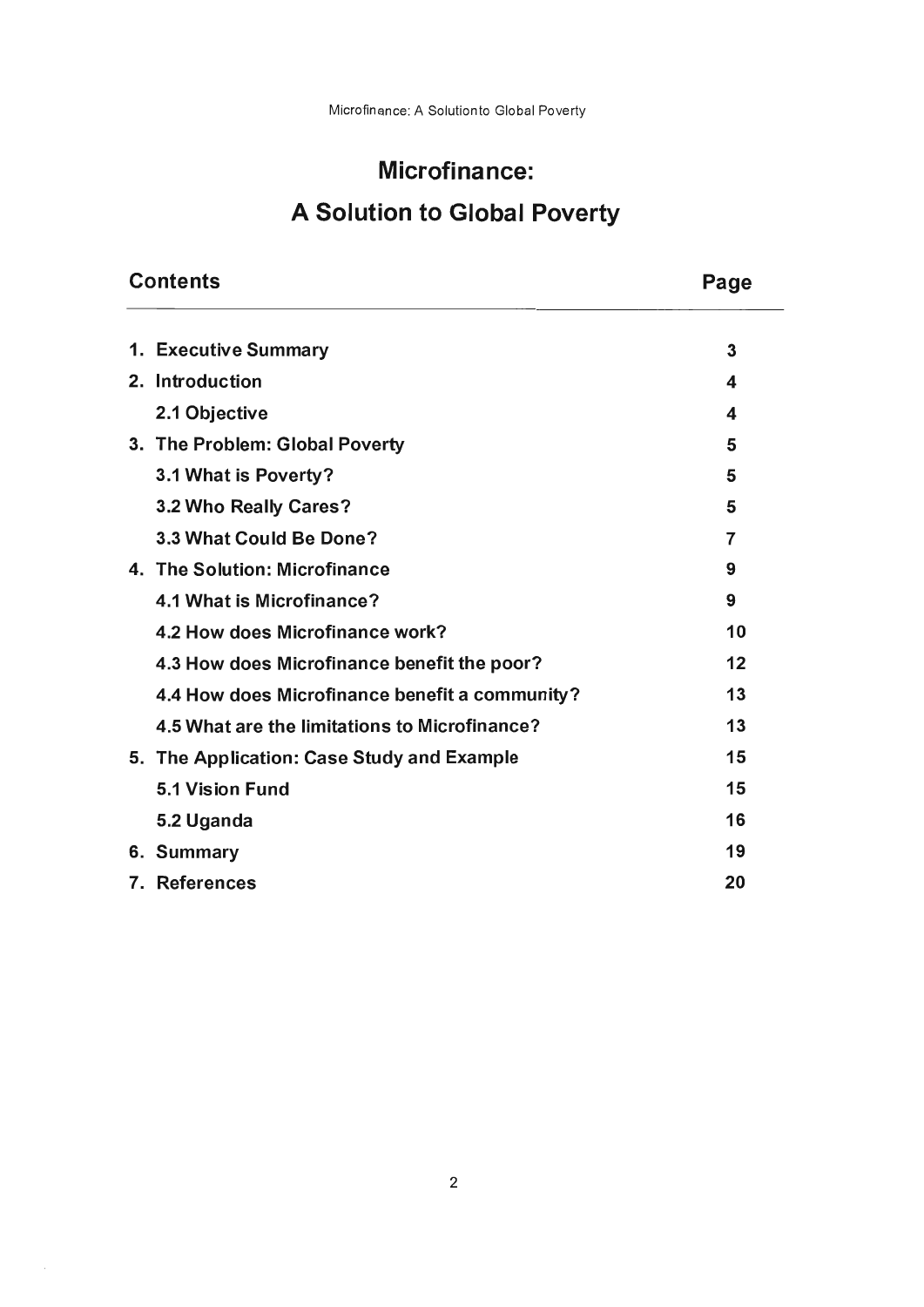# Microfinance:

# A Solution to Global Poverty

| Contents | Page |
|---|---|
| 1. Executive Summary | 3 |
| 2. Introduction | 4 |
| 2.1 Objective | 4 |
| 3. The Problem: Global Poverty | 5 |
| 3.1 What is Poverty? | 5 |
| 3.2 Who Really Cares? | 5 |
| 3.3 What Could Be Done? | 7 |
| 4. The Solution: Microfinance | 9 |
| 4.1 What is Microfinance? | 9 |
| 4.2 How does Microfinance work? | 10 |
| 4.3 How does Microfinance benefit the poor? | 12 |
| 4.4 How does Microfinance benefit a community? | 13 |
| 4.5 What are the limitations to Microfinance? | 13 |
| 5. The Application: Case Study and Example | 15 |
| 5.1 Vision Fund | 15 |
| 5.2 Uganda | 16 |
| 6. Summary | 19 |
| 7. References | 20 |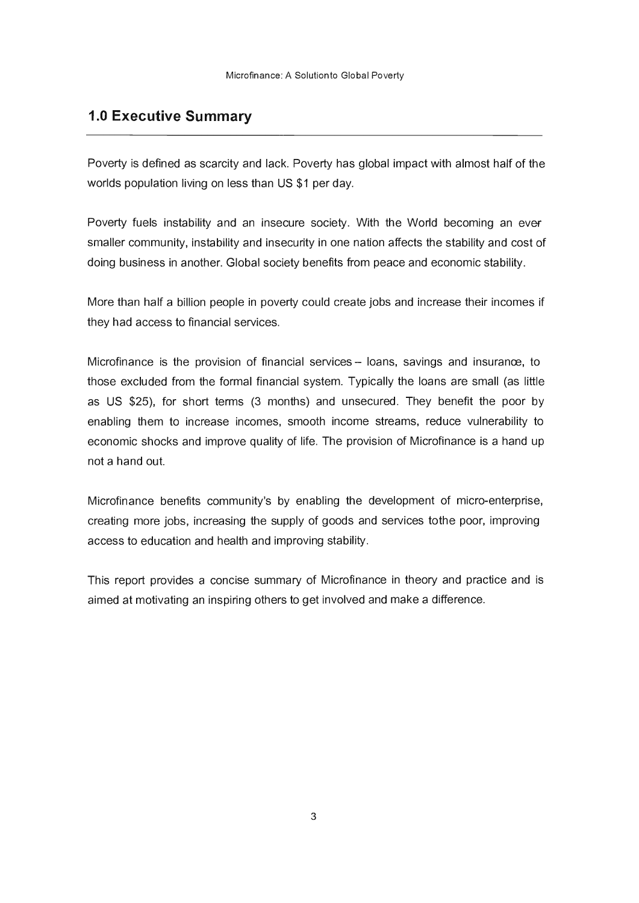# 1.0 Executive Summary

Poverty is defined as scarcity and lack. Poverty has global impact with almost half of the worlds population living on less than US $1 per day.

Poverty fuels instability and an insecure society. With the World becoming an ever smaller community, instability and insecurity in one nation affects the stability and cost of doing business in another. Global society benefits from peace and economic stability.

More than half a billion people in poverty could create jobs and increase their incomes if they had access to financial services.

Microfinance is the provision of financial services – loans, savings and insurance, to those excluded from the formal financial system. Typically the loans are small (as little as US $25), for short terms (3 months) and unsecured. They benefit the poor by enabling them to increase incomes, smooth income streams, reduce vulnerability to economic shocks and improve quality of life. The provision of Microfinance is a hand up not a hand out.

Microfinance benefits community's by enabling the development of micro-enterprise, creating more jobs, increasing the supply of goods and services tothe poor, improving access to education and health and improving stability.

This report provides a concise summary of Microfinance in theory and practice and is aimed at motivating an inspiring others to get involved and make a difference.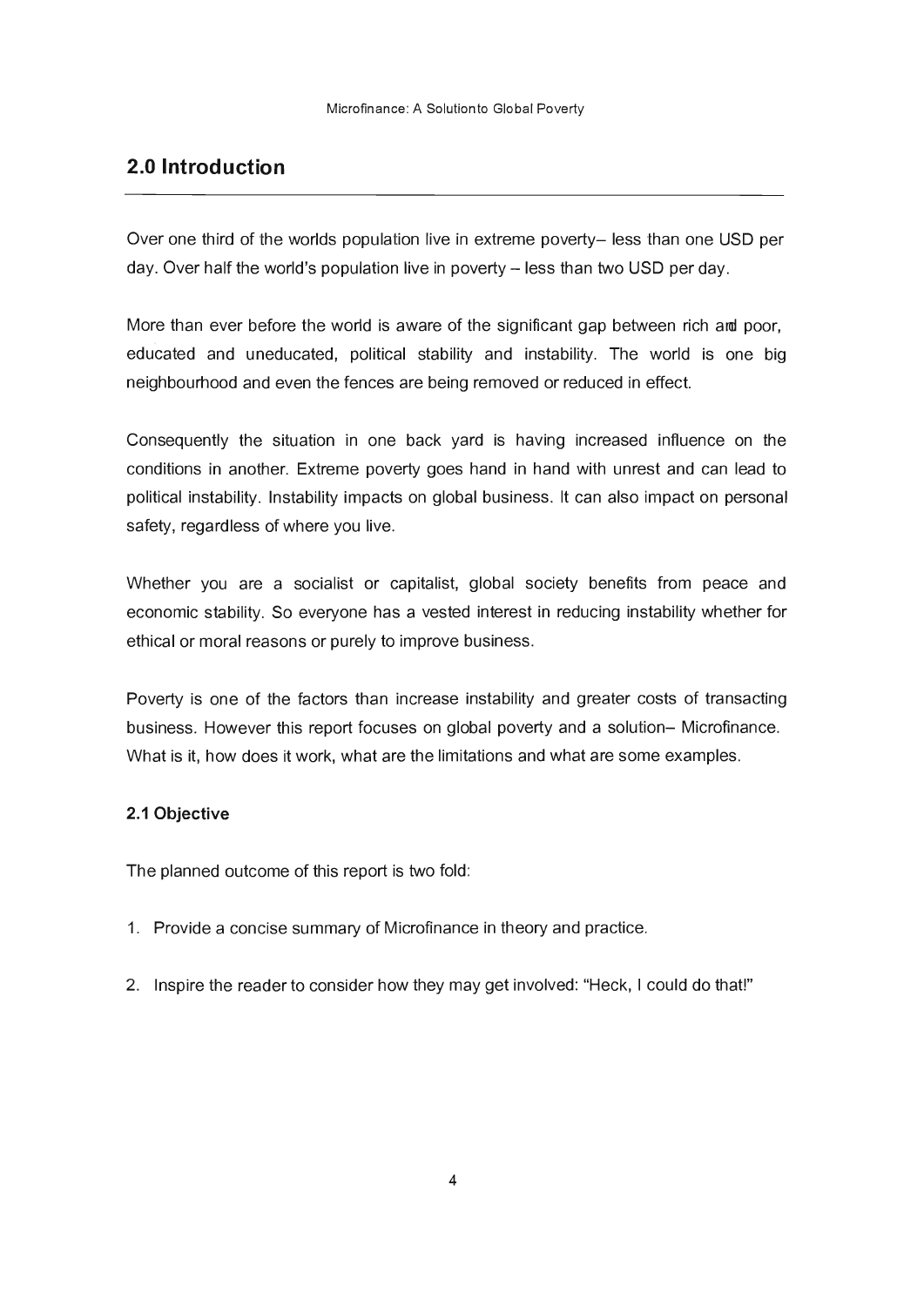## 2.0 Introduction

Over one third of the worlds population live in extreme poverty– less than one USD per day. Over half the world's population live in poverty – less than two USD per day.

More than ever before the world is aware of the significant gap between rich and poor, educated and uneducated, political stability and instability. The world is one big neighbourhood and even the fences are being removed or reduced in effect.

Consequently the situation in one back yard is having increased influence on the conditions in another. Extreme poverty goes hand in hand with unrest and can lead to political instability. Instability impacts on global business. It can also impact on personal safety, regardless of where you live.

Whether you are a socialist or capitalist, global society benefits from peace and economic stability. So everyone has a vested interest in reducing instability whether for ethical or moral reasons or purely to improve business.

Poverty is one of the factors than increase instability and greater costs of transacting business. However this report focuses on global poverty and a solution– Microfinance. What is it, how does it work, what are the limitations and what are some examples.

### 2.1 Objective

The planned outcome of this report is two fold:

1. Provide a concise summary of Microfinance in theory and practice.

2. Inspire the reader to consider how they may get involved: "Heck, I could do that!"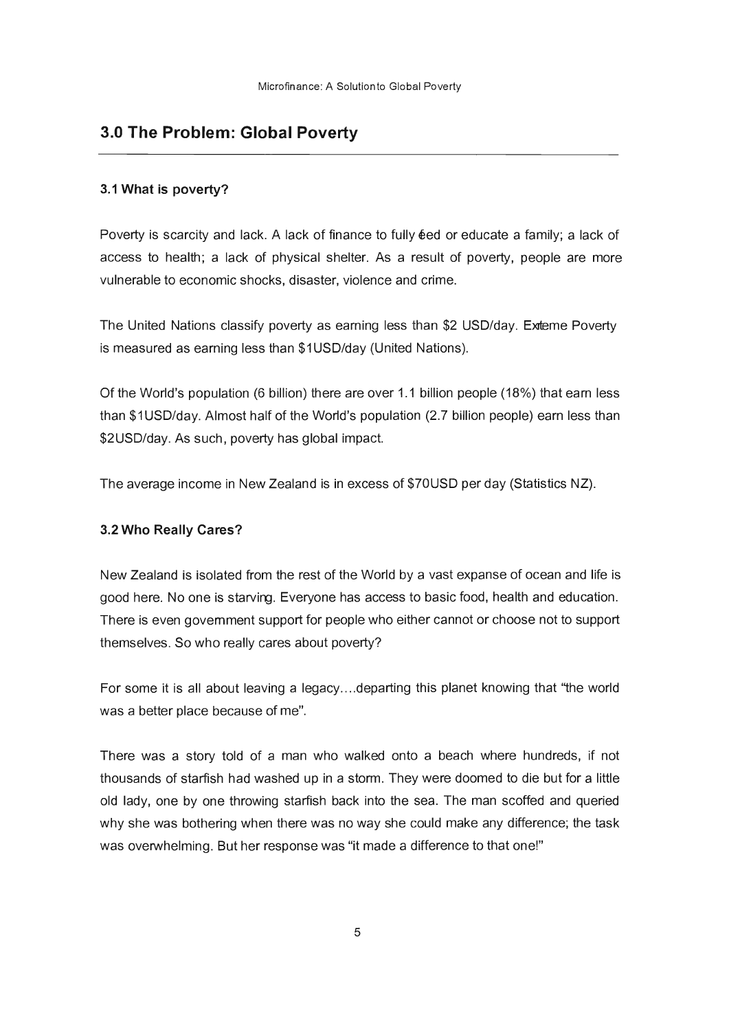## 3.0 The Problem: Global Poverty

### 3.1 What is poverty?

Poverty is scarcity and lack. A lack of finance to fully feed or educate a family; a lack of access to health; a lack of physical shelter. As a result of poverty, people are more vulnerable to economic shocks, disaster, violence and crime.

The United Nations classify poverty as earning less than $2 USD/day. Extreme Poverty is measured as earning less than $1USD/day (United Nations).

Of the World's population (6 billion) there are over 1.1 billion people (18%) that earn less than $1USD/day. Almost half of the World's population (2.7 billion people) earn less than $2USD/day. As such, poverty has global impact.

The average income in New Zealand is in excess of $70USD per day (Statistics NZ).

### 3.2 Who Really Cares?

New Zealand is isolated from the rest of the World by a vast expanse of ocean and life is good here. No one is starving. Everyone has access to basic food, health and education. There is even government support for people who either cannot or choose not to support themselves. So who really cares about poverty?

For some it is all about leaving a legacy….departing this planet knowing that "the world was a better place because of me".

There was a story told of a man who walked onto a beach where hundreds, if not thousands of starfish had washed up in a storm. They were doomed to die but for a little old lady, one by one throwing starfish back into the sea. The man scoffed and queried why she was bothering when there was no way she could make any difference; the task was overwhelming. But her response was "it made a difference to that one!"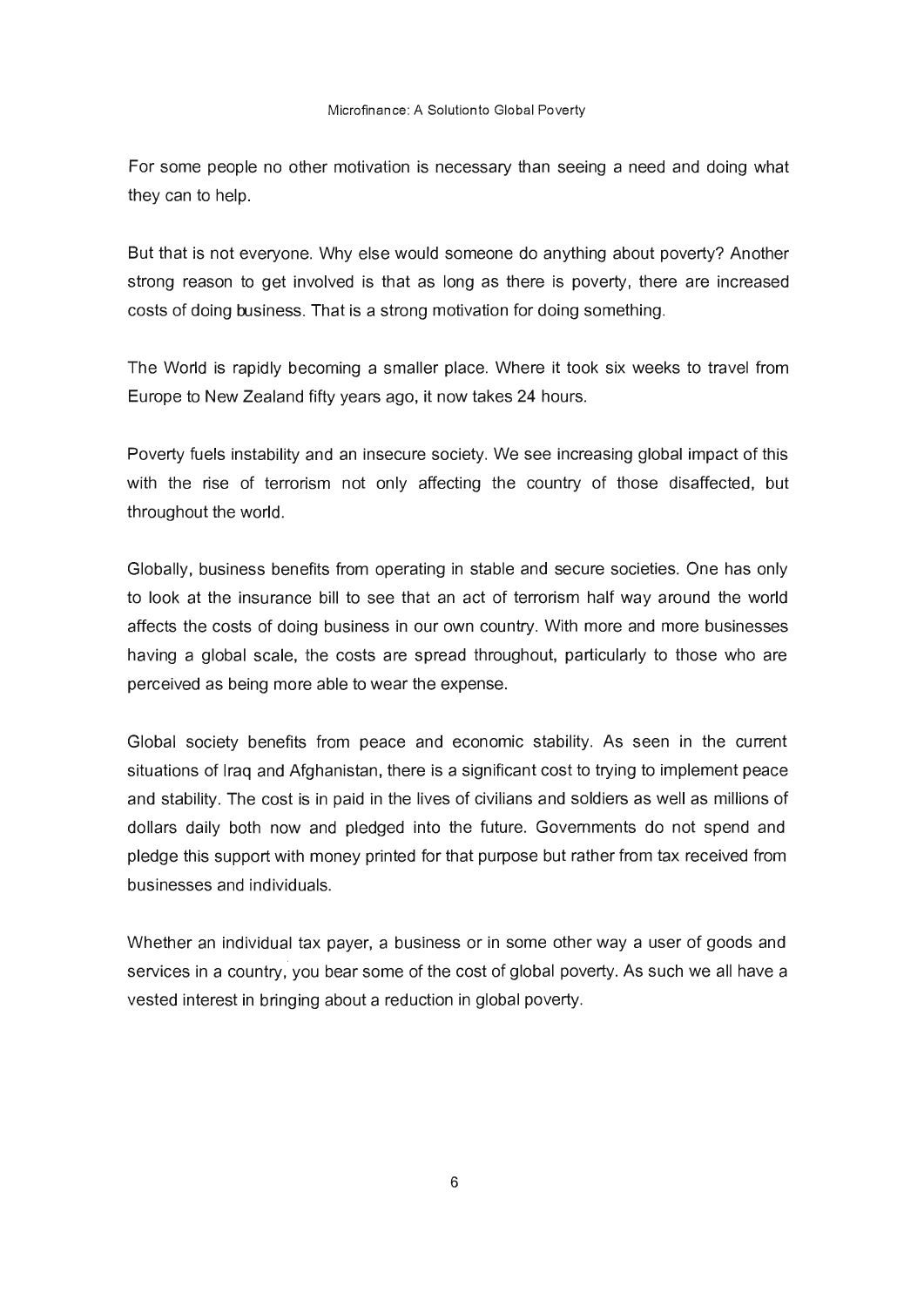For some people no other motivation is necessary than seeing a need and doing what they can to help.

But that is not everyone. Why else would someone do anything about poverty? Another strong reason to get involved is that as long as there is poverty, there are increased costs of doing business. That is a strong motivation for doing something.

The World is rapidly becoming a smaller place. Where it took six weeks to travel from Europe to New Zealand fifty years ago, it now takes 24 hours.

Poverty fuels instability and an insecure society. We see increasing global impact of this with the rise of terrorism not only affecting the country of those disaffected, but throughout the world.

Globally, business benefits from operating in stable and secure societies. One has only to look at the insurance bill to see that an act of terrorism half way around the world affects the costs of doing business in our own country. With more and more businesses having a global scale, the costs are spread throughout, particularly to those who are perceived as being more able to wear the expense.

Global society benefits from peace and economic stability. As seen in the current situations of Iraq and Afghanistan, there is a significant cost to trying to implement peace and stability. The cost is in paid in the lives of civilians and soldiers as well as millions of dollars daily both now and pledged into the future. Governments do not spend and pledge this support with money printed for that purpose but rather from tax received from businesses and individuals.

Whether an individual tax payer, a business or in some other way a user of goods and services in a country, you bear some of the cost of global poverty. As such we all have a vested interest in bringing about a reduction in global poverty.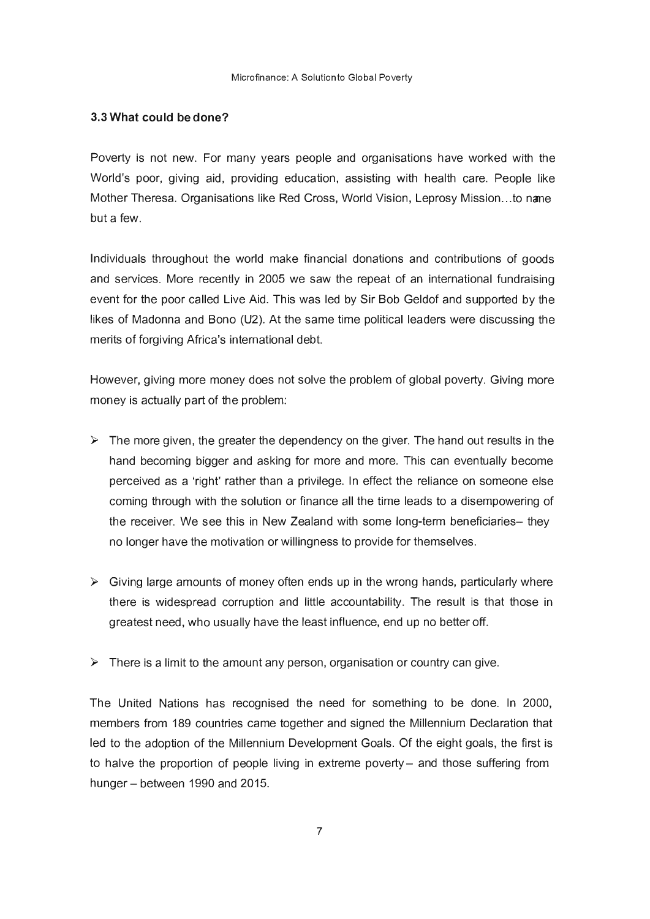### 3.3 What could be done?

Poverty is not new. For many years people and organisations have worked with the World's poor, giving aid, providing education, assisting with health care. People like Mother Theresa. Organisations like Red Cross, World Vision, Leprosy Mission…to name but a few.

Individuals throughout the world make financial donations and contributions of goods and services. More recently in 2005 we saw the repeat of an international fundraising event for the poor called Live Aid. This was led by Sir Bob Geldof and supported by the likes of Madonna and Bono (U2). At the same time political leaders were discussing the merits of forgiving Africa's international debt.

However, giving more money does not solve the problem of global poverty. Giving more money is actually part of the problem:

- The more given, the greater the dependency on the giver. The hand out results in the hand becoming bigger and asking for more and more. This can eventually become perceived as a 'right' rather than a privilege. In effect the reliance on someone else coming through with the solution or finance all the time leads to a disempowering of the receiver. We see this in New Zealand with some long-term beneficiaries– they no longer have the motivation or willingness to provide for themselves.

- Giving large amounts of money often ends up in the wrong hands, particularly where there is widespread corruption and little accountability. The result is that those in greatest need, who usually have the least influence, end up no better off.

- There is a limit to the amount any person, organisation or country can give.

The United Nations has recognised the need for something to be done. In 2000, members from 189 countries came together and signed the Millennium Declaration that led to the adoption of the Millennium Development Goals. Of the eight goals, the first is to halve the proportion of people living in extreme poverty – and those suffering from hunger – between 1990 and 2015.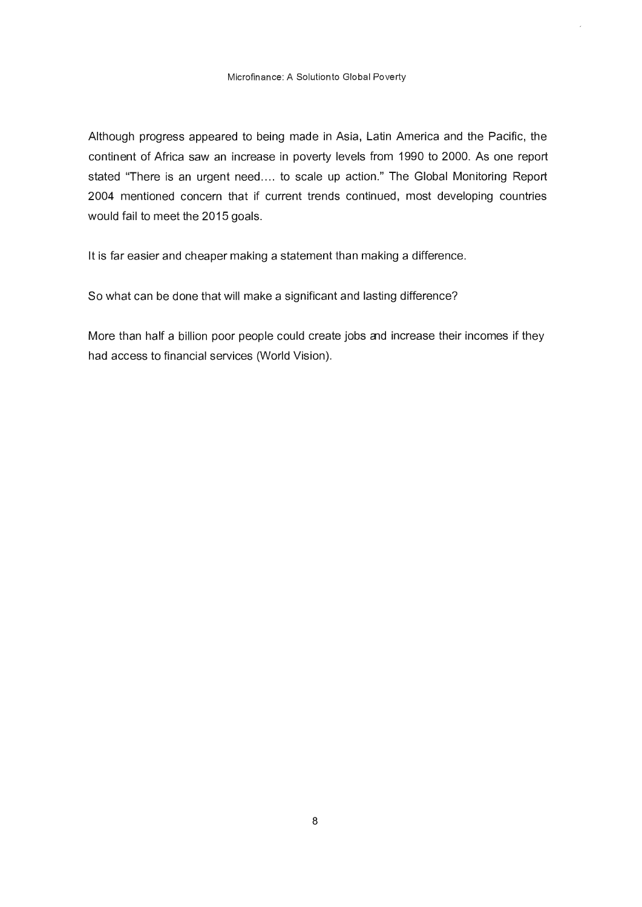Although progress appeared to being made in Asia, Latin America and the Pacific, the continent of Africa saw an increase in poverty levels from 1990 to 2000. As one report stated "There is an urgent need.... to scale up action." The Global Monitoring Report 2004 mentioned concern that if current trends continued, most developing countries would fail to meet the 2015 goals.

It is far easier and cheaper making a statement than making a difference.

So what can be done that will make a significant and lasting difference?

More than half a billion poor people could create jobs and increase their incomes if they had access to financial services (World Vision).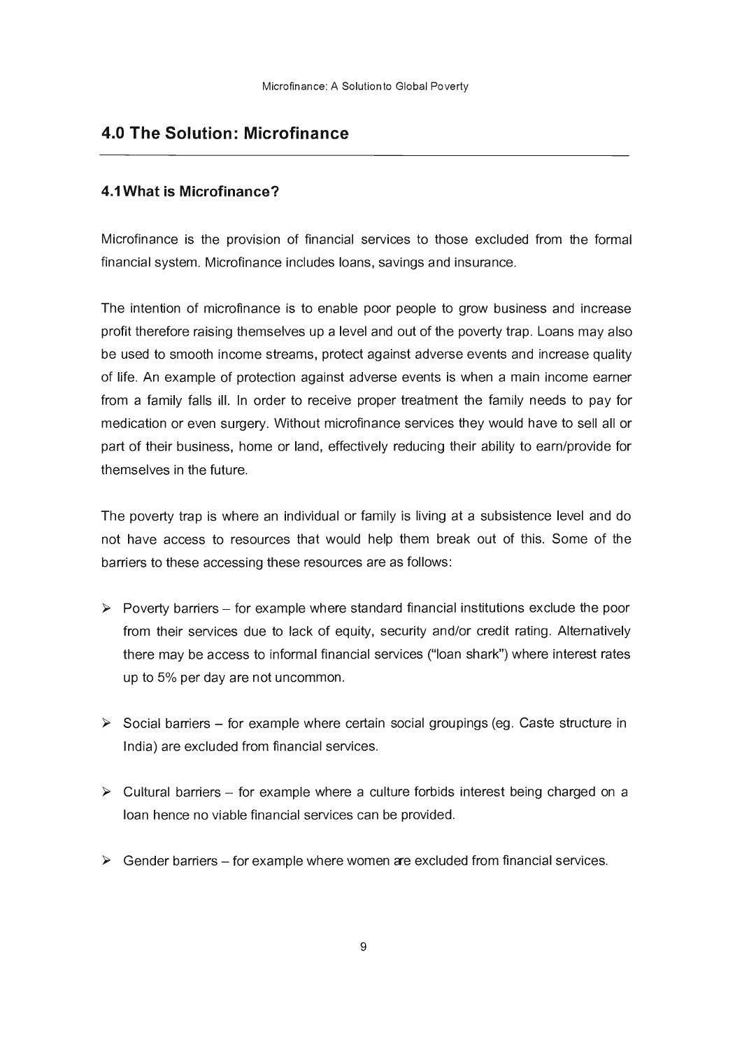## 4.0 The Solution: Microfinance

### 4.1 What is Microfinance?

Microfinance is the provision of financial services to those excluded from the formal financial system. Microfinance includes loans, savings and insurance.

The intention of microfinance is to enable poor people to grow business and increase profit therefore raising themselves up a level and out of the poverty trap. Loans may also be used to smooth income streams, protect against adverse events and increase quality of life. An example of protection against adverse events is when a main income earner from a family falls ill. In order to receive proper treatment the family needs to pay for medication or even surgery. Without microfinance services they would have to sell all or part of their business, home or land, effectively reducing their ability to earn/provide for themselves in the future.

The poverty trap is where an individual or family is living at a subsistence level and do not have access to resources that would help them break out of this. Some of the barriers to these accessing these resources are as follows:

- Poverty barriers – for example where standard financial institutions exclude the poor from their services due to lack of equity, security and/or credit rating. Alternatively there may be access to informal financial services ("loan shark") where interest rates up to 5% per day are not uncommon.
- Social barriers – for example where certain social groupings (eg. Caste structure in India) are excluded from financial services.
- Cultural barriers – for example where a culture forbids interest being charged on a loan hence no viable financial services can be provided.
- Gender barriers – for example where women are excluded from financial services.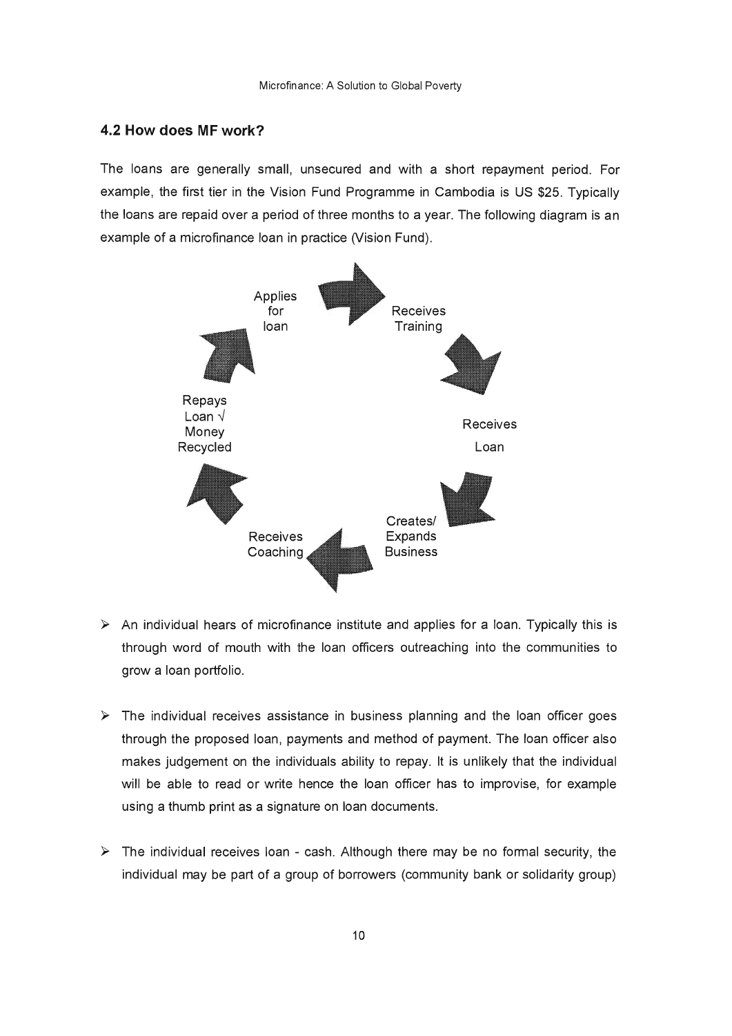## 4.2 How does MF work?

The loans are generally small, unsecured and with a short repayment period. For example, the first tier in the Vision Fund Programme in Cambodia is US $25. Typically the loans are repaid over a period of three months to a year. The following diagram is an example of a microfinance loan in practice (Vision Fund).

Applies for loan → Receives Training → Receives Loan → Creates/ Expands Business → Receives Coaching → Repays Loan √ Money Recycled → Applies for loan

- An individual hears of microfinance institute and applies for a loan. Typically this is through word of mouth with the loan officers outreaching into the communities to grow a loan portfolio.

- The individual receives assistance in business planning and the loan officer goes through the proposed loan, payments and method of payment. The loan officer also makes judgement on the individuals ability to repay. It is unlikely that the individual will be able to read or write hence the loan officer has to improvise, for example using a thumb print as a signature on loan documents.

- The individual receives loan - cash. Although there may be no formal security, the individual may be part of a group of borrowers (community bank or solidarity group)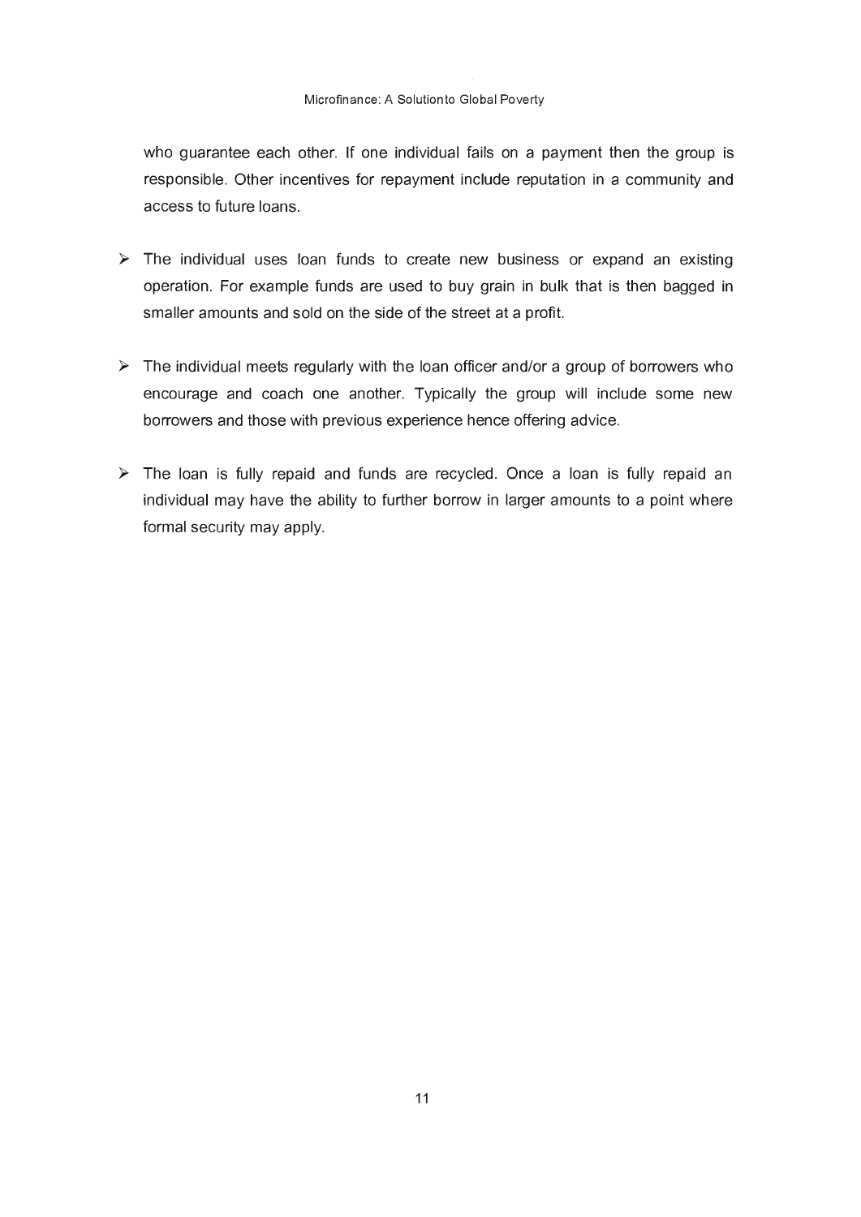who guarantee each other. If one individual fails on a payment then the group is responsible. Other incentives for repayment include reputation in a community and access to future loans.

- The individual uses loan funds to create new business or expand an existing operation. For example funds are used to buy grain in bulk that is then bagged in smaller amounts and sold on the side of the street at a profit.

- The individual meets regularly with the loan officer and/or a group of borrowers who encourage and coach one another. Typically the group will include some new borrowers and those with previous experience hence offering advice.

- The loan is fully repaid and funds are recycled. Once a loan is fully repaid an individual may have the ability to further borrow in larger amounts to a point where formal security may apply.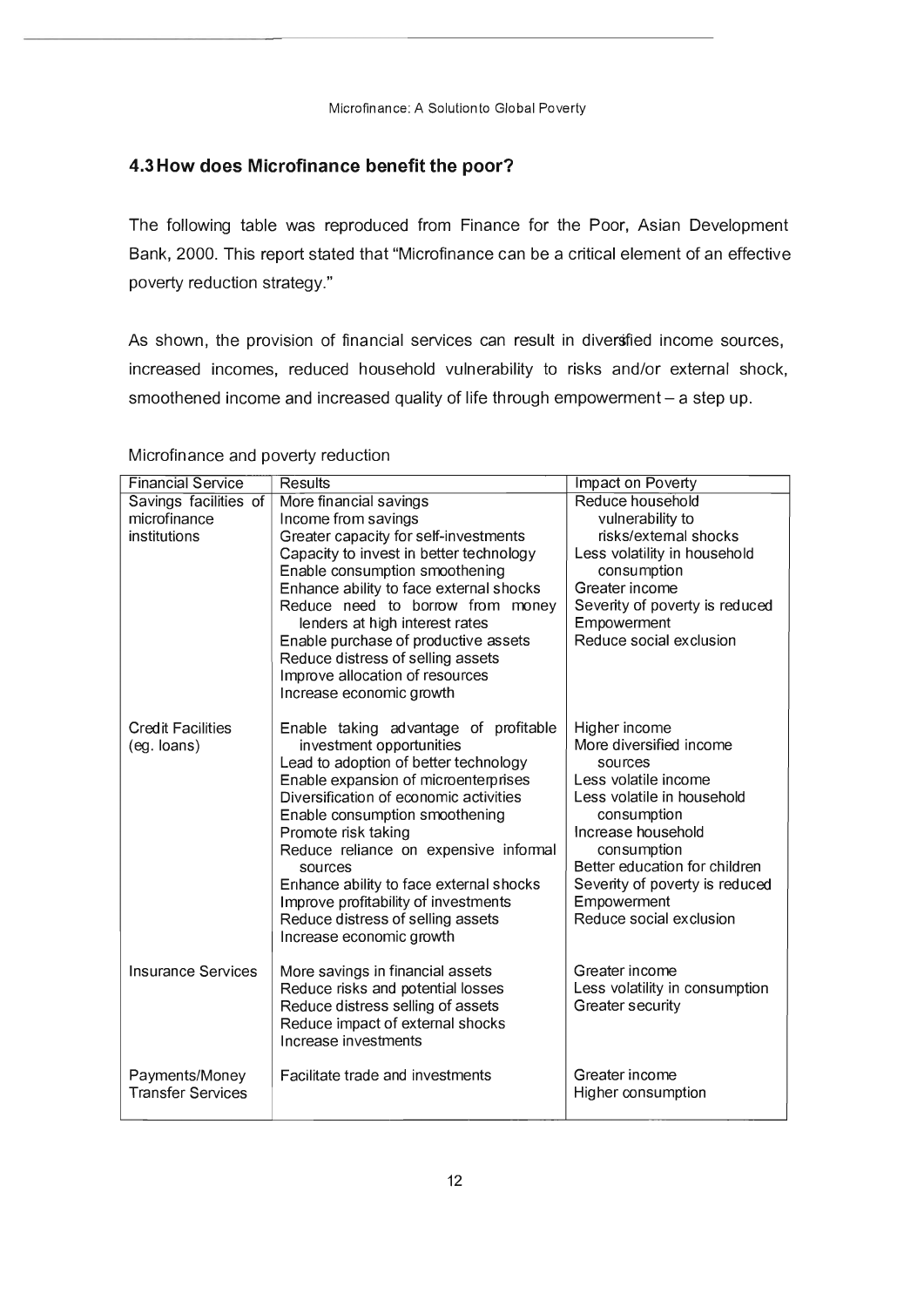## 4.3 How does Microfinance benefit the poor?

The following table was reproduced from Finance for the Poor, Asian Development Bank, 2000. This report stated that "Microfinance can be a critical element of an effective poverty reduction strategy."

As shown, the provision of financial services can result in diversified income sources, increased incomes, reduced household vulnerability to risks and/or external shock, smoothened income and increased quality of life through empowerment – a step up.

Microfinance and poverty reduction

| Financial Service | Results | Impact on Poverty |
|---|---|---|
| Savings facilities of microfinance institutions | More financial savings<br>Income from savings<br>Greater capacity for self-investments<br>Capacity to invest in better technology<br>Enable consumption smoothening<br>Enhance ability to face external shocks<br>Reduce need to borrow from money lenders at high interest rates<br>Enable purchase of productive assets<br>Reduce distress of selling assets<br>Improve allocation of resources<br>Increase economic growth | Reduce household vulnerability to risks/external shocks<br>Less volatility in household consumption<br>Greater income<br>Severity of poverty is reduced<br>Empowerment<br>Reduce social exclusion |
| Credit Facilities (eg. loans) | Enable taking advantage of profitable investment opportunities<br>Lead to adoption of better technology<br>Enable expansion of microenterprises<br>Diversification of economic activities<br>Enable consumption smoothening<br>Promote risk taking<br>Reduce reliance on expensive informal sources<br>Enhance ability to face external shocks<br>Improve profitability of investments<br>Reduce distress of selling assets<br>Increase economic growth | Higher income<br>More diversified income sources<br>Less volatile income<br>Less volatile in household consumption<br>Increase household consumption<br>Better education for children<br>Severity of poverty is reduced<br>Empowerment<br>Reduce social exclusion |
| Insurance Services | More savings in financial assets<br>Reduce risks and potential losses<br>Reduce distress selling of assets<br>Reduce impact of external shocks<br>Increase investments | Greater income<br>Less volatility in consumption<br>Greater security |
| Payments/Money Transfer Services | Facilitate trade and investments | Greater income<br>Higher consumption |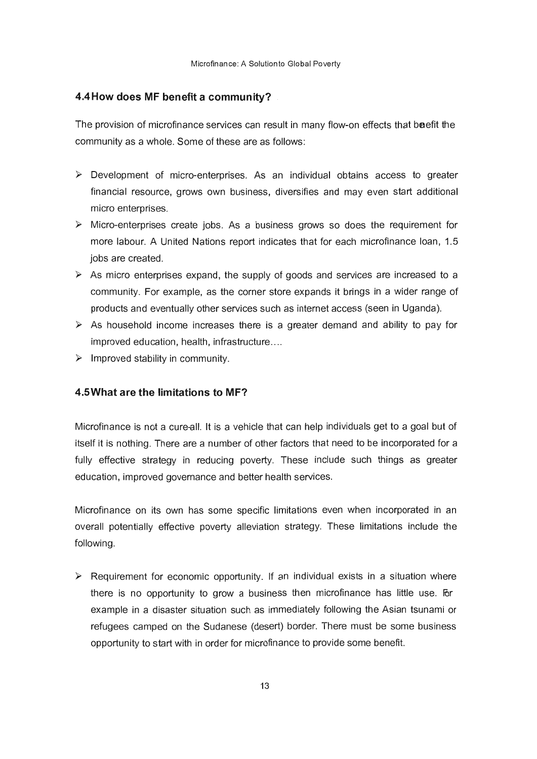## 4.4 How does MF benefit a community?

The provision of microfinance services can result in many flow-on effects that benefit the community as a whole. Some of these are as follows:

- Development of micro-enterprises. As an individual obtains access to greater financial resource, grows own business, diversifies and may even start additional micro enterprises.
- Micro-enterprises create jobs. As a business grows so does the requirement for more labour. A United Nations report indicates that for each microfinance loan, 1.5 jobs are created.
- As micro enterprises expand, the supply of goods and services are increased to a community. For example, as the corner store expands it brings in a wider range of products and eventually other services such as internet access (seen in Uganda).
- As household income increases there is a greater demand and ability to pay for improved education, health, infrastructure….
- Improved stability in community.

## 4.5 What are the limitations to MF?

Microfinance is not a cure-all. It is a vehicle that can help individuals get to a goal but of itself it is nothing. There are a number of other factors that need to be incorporated for a fully effective strategy in reducing poverty. These include such things as greater education, improved governance and better health services.

Microfinance on its own has some specific limitations even when incorporated in an overall potentially effective poverty alleviation strategy. These limitations include the following.

- Requirement for economic opportunity. If an individual exists in a situation where there is no opportunity to grow a business then microfinance has little use. For example in a disaster situation such as immediately following the Asian tsunami or refugees camped on the Sudanese (desert) border. There must be some business opportunity to start with in order for microfinance to provide some benefit.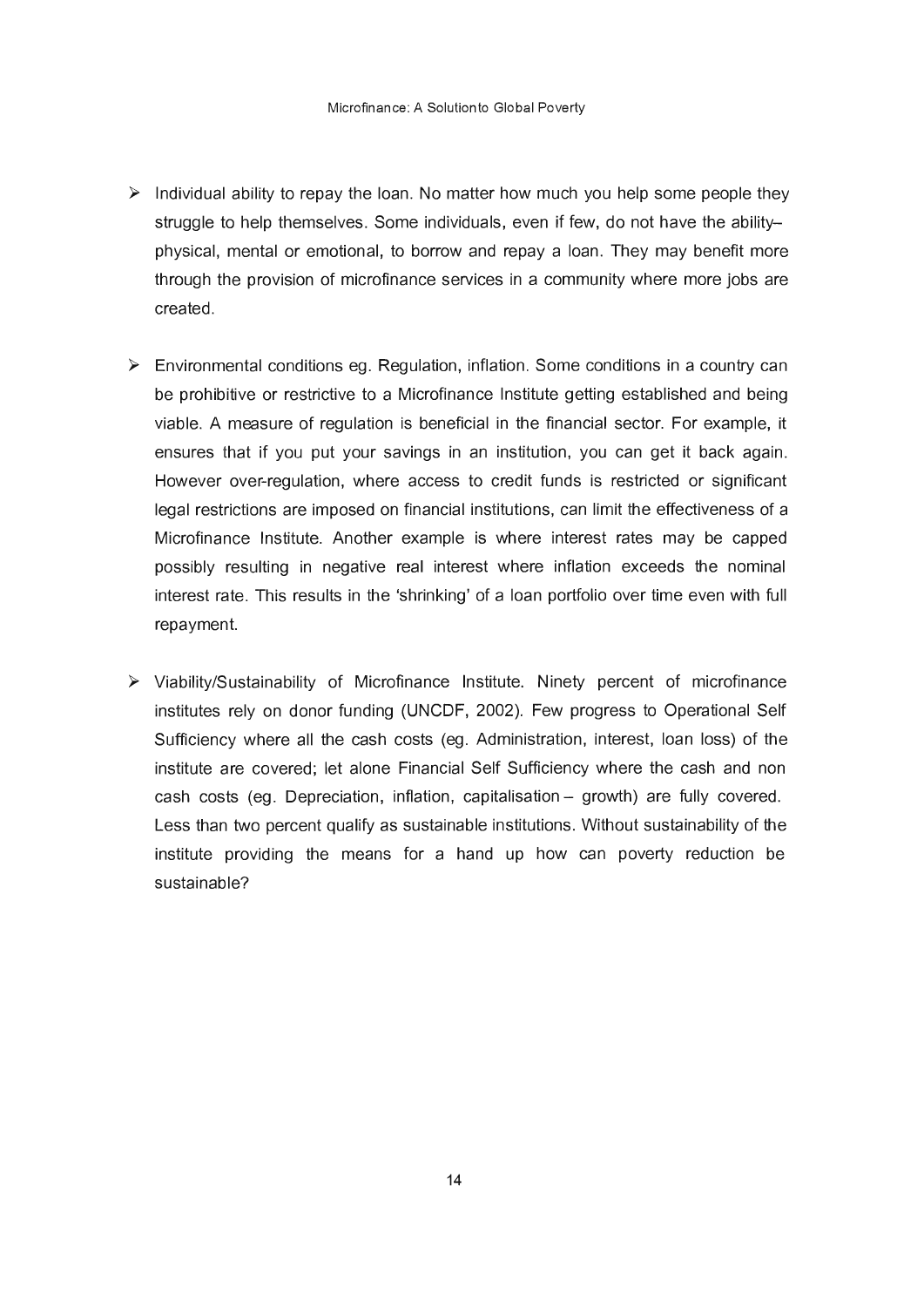- Individual ability to repay the loan. No matter how much you help some people they struggle to help themselves. Some individuals, even if few, do not have the ability– physical, mental or emotional, to borrow and repay a loan. They may benefit more through the provision of microfinance services in a community where more jobs are created.

- Environmental conditions eg. Regulation, inflation. Some conditions in a country can be prohibitive or restrictive to a Microfinance Institute getting established and being viable. A measure of regulation is beneficial in the financial sector. For example, it ensures that if you put your savings in an institution, you can get it back again. However over-regulation, where access to credit funds is restricted or significant legal restrictions are imposed on financial institutions, can limit the effectiveness of a Microfinance Institute. Another example is where interest rates may be capped possibly resulting in negative real interest where inflation exceeds the nominal interest rate. This results in the 'shrinking' of a loan portfolio over time even with full repayment.

- Viability/Sustainability of Microfinance Institute. Ninety percent of microfinance institutes rely on donor funding (UNCDF, 2002). Few progress to Operational Self Sufficiency where all the cash costs (eg. Administration, interest, loan loss) of the institute are covered; let alone Financial Self Sufficiency where the cash and non cash costs (eg. Depreciation, inflation, capitalisation – growth) are fully covered. Less than two percent qualify as sustainable institutions. Without sustainability of the institute providing the means for a hand up how can poverty reduction be sustainable?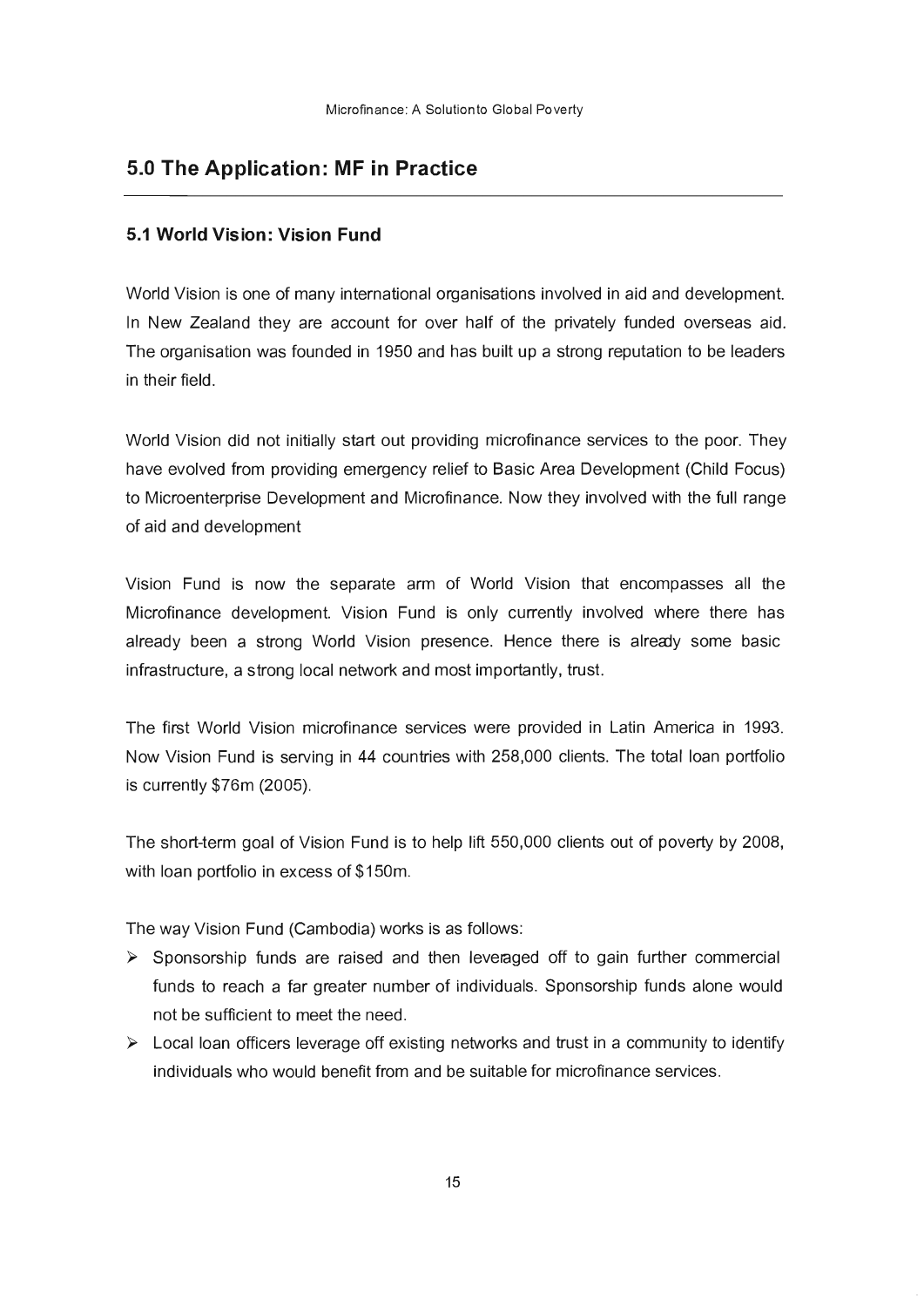## 5.0 The Application: MF in Practice

### 5.1 World Vision: Vision Fund

World Vision is one of many international organisations involved in aid and development. In New Zealand they are account for over half of the privately funded overseas aid. The organisation was founded in 1950 and has built up a strong reputation to be leaders in their field.

World Vision did not initially start out providing microfinance services to the poor. They have evolved from providing emergency relief to Basic Area Development (Child Focus) to Microenterprise Development and Microfinance. Now they involved with the full range of aid and development

Vision Fund is now the separate arm of World Vision that encompasses all the Microfinance development. Vision Fund is only currently involved where there has already been a strong World Vision presence. Hence there is already some basic infrastructure, a strong local network and most importantly, trust.

The first World Vision microfinance services were provided in Latin America in 1993. Now Vision Fund is serving in 44 countries with 258,000 clients. The total loan portfolio is currently $76m (2005).

The short-term goal of Vision Fund is to help lift 550,000 clients out of poverty by 2008, with loan portfolio in excess of $150m.

The way Vision Fund (Cambodia) works is as follows:

- Sponsorship funds are raised and then leveraged off to gain further commercial funds to reach a far greater number of individuals. Sponsorship funds alone would not be sufficient to meet the need.
- Local loan officers leverage off existing networks and trust in a community to identify individuals who would benefit from and be suitable for microfinance services.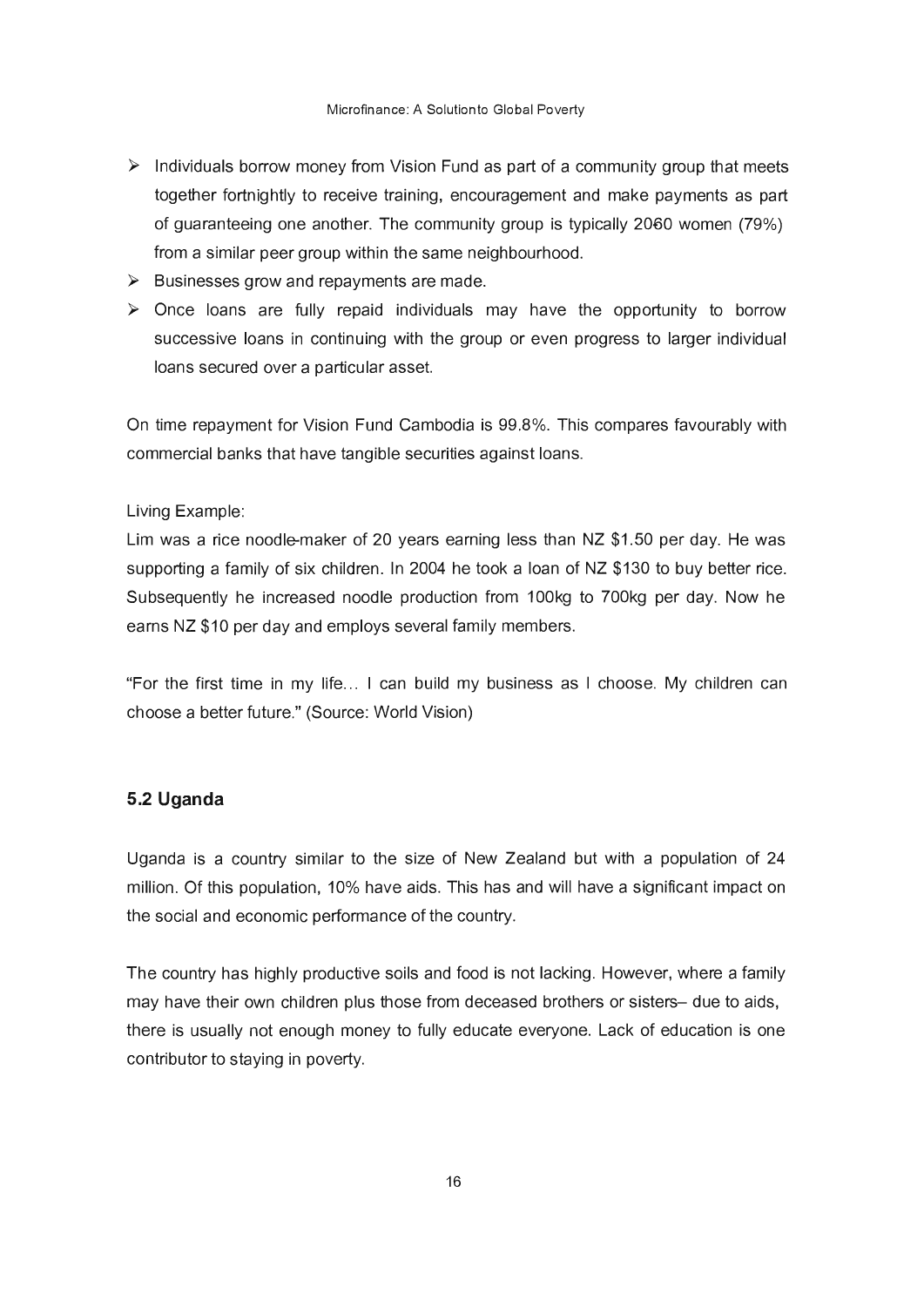- Individuals borrow money from Vision Fund as part of a community group that meets together fortnightly to receive training, encouragement and make payments as part of guaranteeing one another. The community group is typically 20-60 women (79%) from a similar peer group within the same neighbourhood.
- Businesses grow and repayments are made.
- Once loans are fully repaid individuals may have the opportunity to borrow successive loans in continuing with the group or even progress to larger individual loans secured over a particular asset.

On time repayment for Vision Fund Cambodia is 99.8%. This compares favourably with commercial banks that have tangible securities against loans.

Living Example:
Lim was a rice noodle-maker of 20 years earning less than NZ $1.50 per day. He was supporting a family of six children. In 2004 he took a loan of NZ $130 to buy better rice. Subsequently he increased noodle production from 100kg to 700kg per day. Now he earns NZ $10 per day and employs several family members.

"For the first time in my life… I can build my business as I choose. My children can choose a better future." (Source: World Vision)

### 5.2 Uganda

Uganda is a country similar to the size of New Zealand but with a population of 24 million. Of this population, 10% have aids. This has and will have a significant impact on the social and economic performance of the country.

The country has highly productive soils and food is not lacking. However, where a family may have their own children plus those from deceased brothers or sisters– due to aids, there is usually not enough money to fully educate everyone. Lack of education is one contributor to staying in poverty.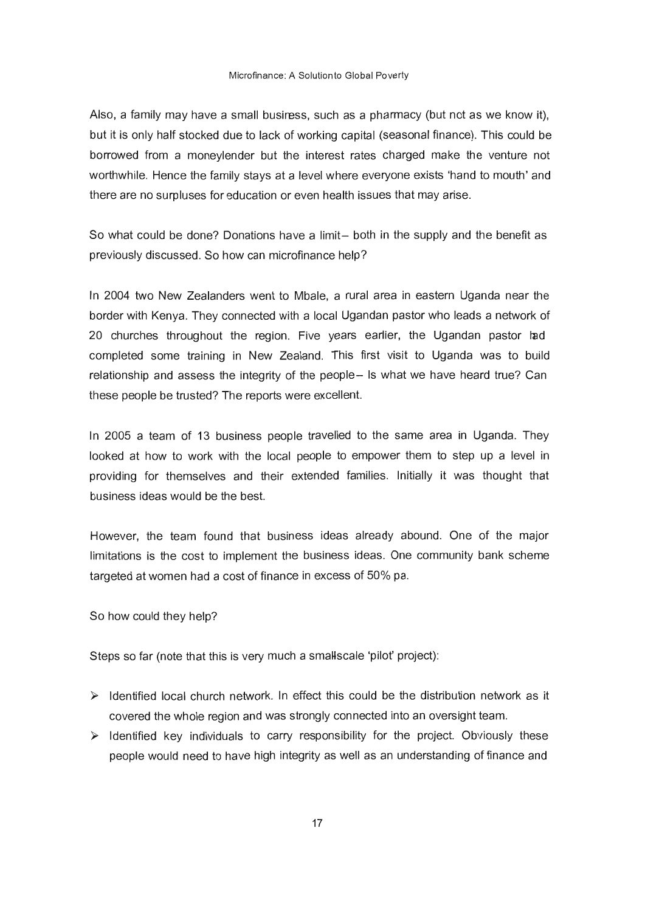Also, a family may have a small business, such as a pharmacy (but not as we know it), but it is only half stocked due to lack of working capital (seasonal finance). This could be borrowed from a moneylender but the interest rates charged make the venture not worthwhile. Hence the family stays at a level where everyone exists 'hand to mouth' and there are no surpluses for education or even health issues that may arise.

So what could be done? Donations have a limit – both in the supply and the benefit as previously discussed. So how can microfinance help?

In 2004 two New Zealanders went to Mbale, a rural area in eastern Uganda near the border with Kenya. They connected with a local Ugandan pastor who leads a network of 20 churches throughout the region. Five years earlier, the Ugandan pastor had completed some training in New Zealand. This first visit to Uganda was to build relationship and assess the integrity of the people – Is what we have heard true? Can these people be trusted? The reports were excellent.

In 2005 a team of 13 business people travelled to the same area in Uganda. They looked at how to work with the local people to empower them to step up a level in providing for themselves and their extended families. Initially it was thought that business ideas would be the best.

However, the team found that business ideas already abound. One of the major limitations is the cost to implement the business ideas. One community bank scheme targeted at women had a cost of finance in excess of 50% pa.

So how could they help?

Steps so far (note that this is very much a small-scale 'pilot' project):

- Identified local church network. In effect this could be the distribution network as it covered the whole region and was strongly connected into an oversight team.
- Identified key individuals to carry responsibility for the project. Obviously these people would need to have high integrity as well as an understanding of finance and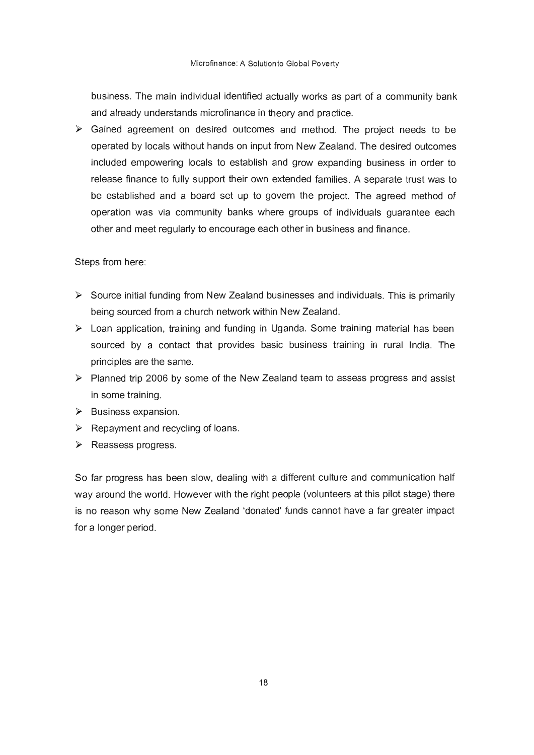business. The main individual identified actually works as part of a community bank and already understands microfinance in theory and practice.

- Gained agreement on desired outcomes and method. The project needs to be operated by locals without hands on input from New Zealand. The desired outcomes included empowering locals to establish and grow expanding business in order to release finance to fully support their own extended families. A separate trust was to be established and a board set up to govern the project. The agreed method of operation was via community banks where groups of individuals guarantee each other and meet regularly to encourage each other in business and finance.

Steps from here:

- Source initial funding from New Zealand businesses and individuals. This is primarily being sourced from a church network within New Zealand.
- Loan application, training and funding in Uganda. Some training material has been sourced by a contact that provides basic business training in rural India. The principles are the same.
- Planned trip 2006 by some of the New Zealand team to assess progress and assist in some training.
- Business expansion.
- Repayment and recycling of loans.
- Reassess progress.

So far progress has been slow, dealing with a different culture and communication half way around the world. However with the right people (volunteers at this pilot stage) there is no reason why some New Zealand 'donated' funds cannot have a far greater impact for a longer period.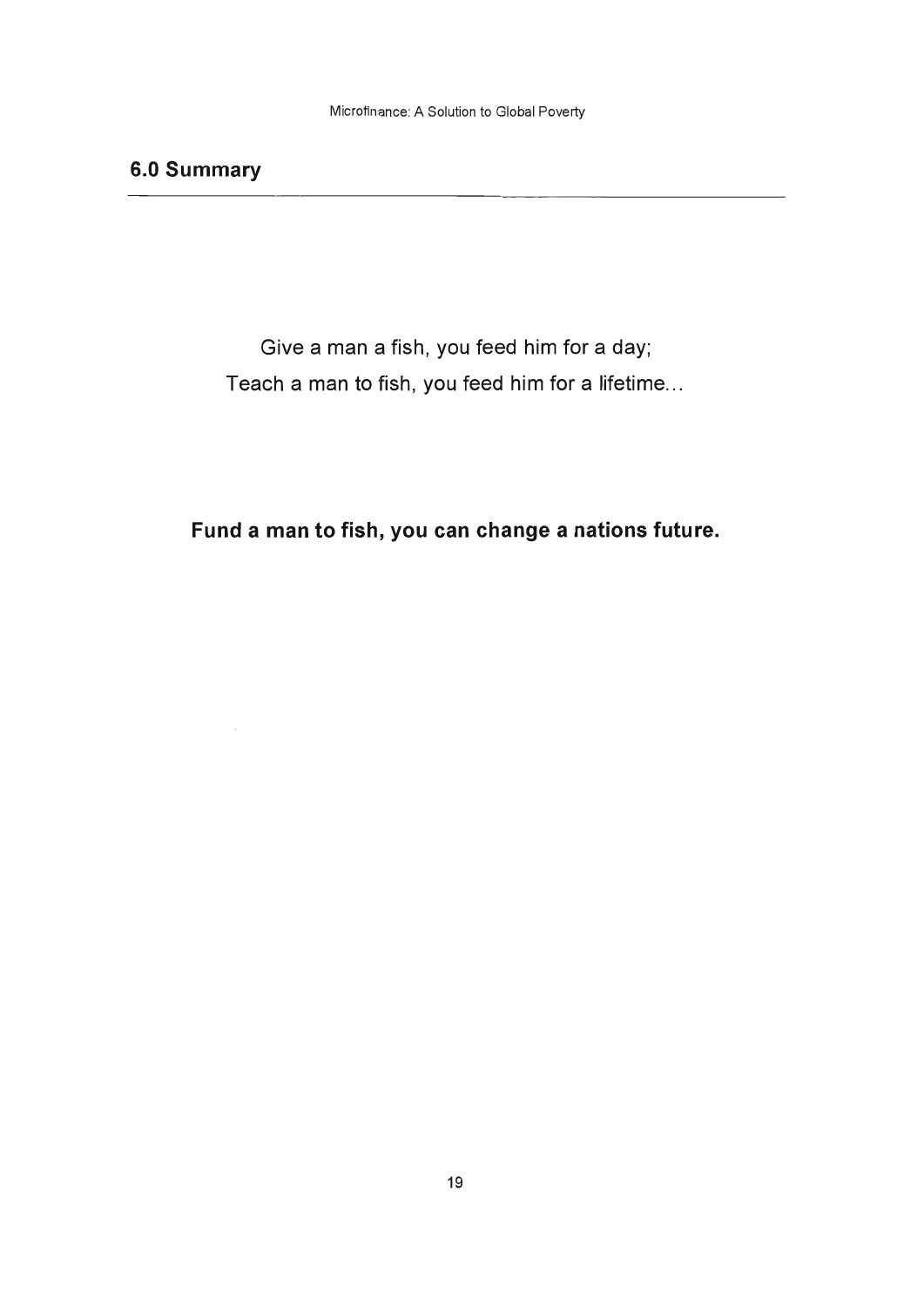## 6.0 Summary

Give a man a fish, you feed him for a day;
Teach a man to fish, you feed him for a lifetime...

**Fund a man to fish, you can change a nations future.**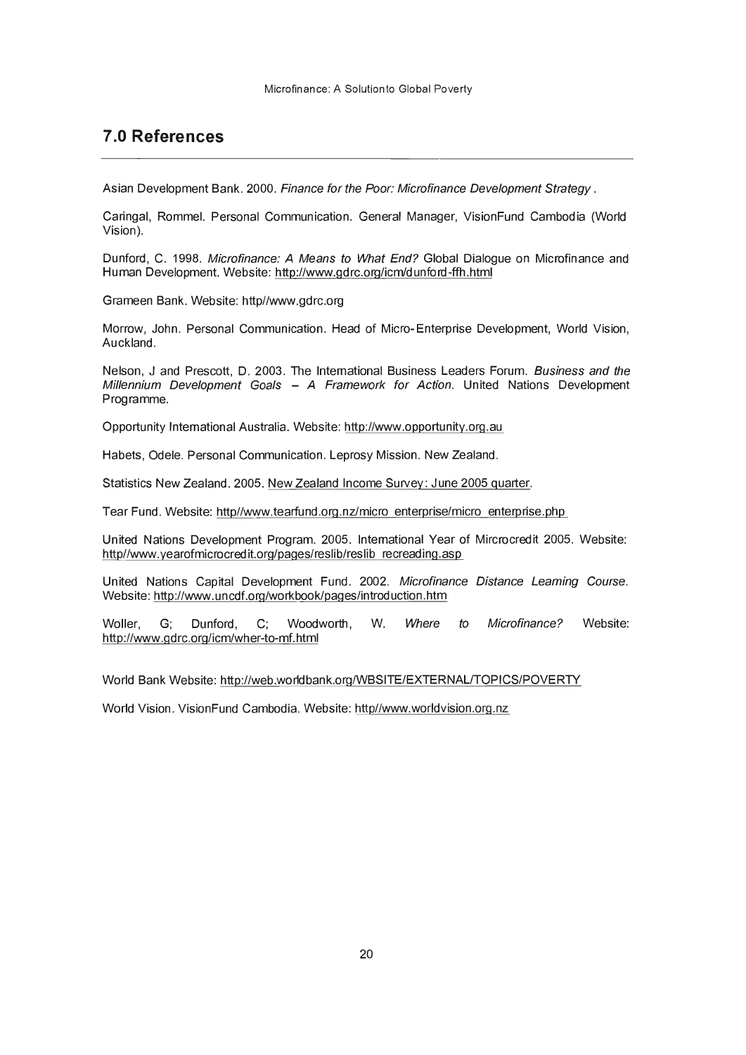## 7.0 References

Asian Development Bank. 2000. *Finance for the Poor: Microfinance Development Strategy* .

Caringal, Rommel. Personal Communication. General Manager, VisionFund Cambodia (World Vision).

Dunford, C. 1998. *Microfinance: A Means to What End?* Global Dialogue on Microfinance and Human Development. Website: http://www.gdrc.org/icm/dunford-ffh.html

Grameen Bank. Website: http//www.gdrc.org

Morrow, John. Personal Communication. Head of Micro-Enterprise Development, World Vision, Auckland.

Nelson, J and Prescott, D. 2003. The International Business Leaders Forum. *Business and the Millennium Development Goals – A Framework for Action.* United Nations Development Programme.

Opportunity International Australia. Website: http://www.opportunity.org.au

Habets, Odele. Personal Communication. Leprosy Mission. New Zealand.

Statistics New Zealand. 2005. New Zealand Income Survey: June 2005 quarter.

Tear Fund. Website: http//www.tearfund.org.nz/micro_enterprise/micro_enterprise.php

United Nations Development Program. 2005. International Year of Mircrocredit 2005. Website: http//www.yearofmicrocredit.org/pages/reslib/reslib_recreading.asp

United Nations Capital Development Fund. 2002. *Microfinance Distance Learning Course.* Website: http://www.uncdf.org/workbook/pages/introduction.htm

Woller, G; Dunford, C; Woodworth, W. *Where to Microfinance?* Website: http://www.gdrc.org/icm/wher-to-mf.html

World Bank Website: http://web.worldbank.org/WBSITE/EXTERNAL/TOPICS/POVERTY

World Vision. VisionFund Cambodia. Website: http//www.worldvision.org.nz